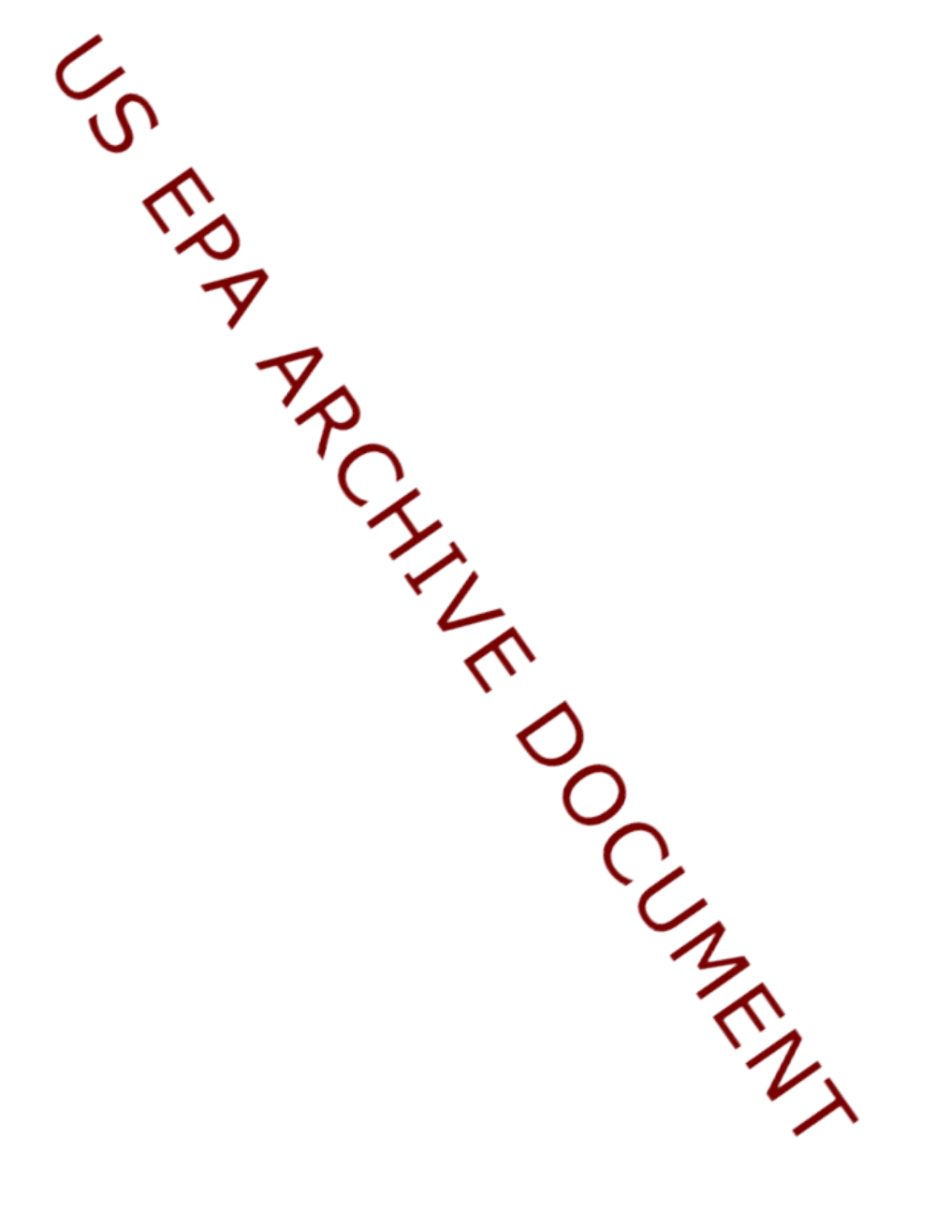US EPA ARCHIVE DOCUMENT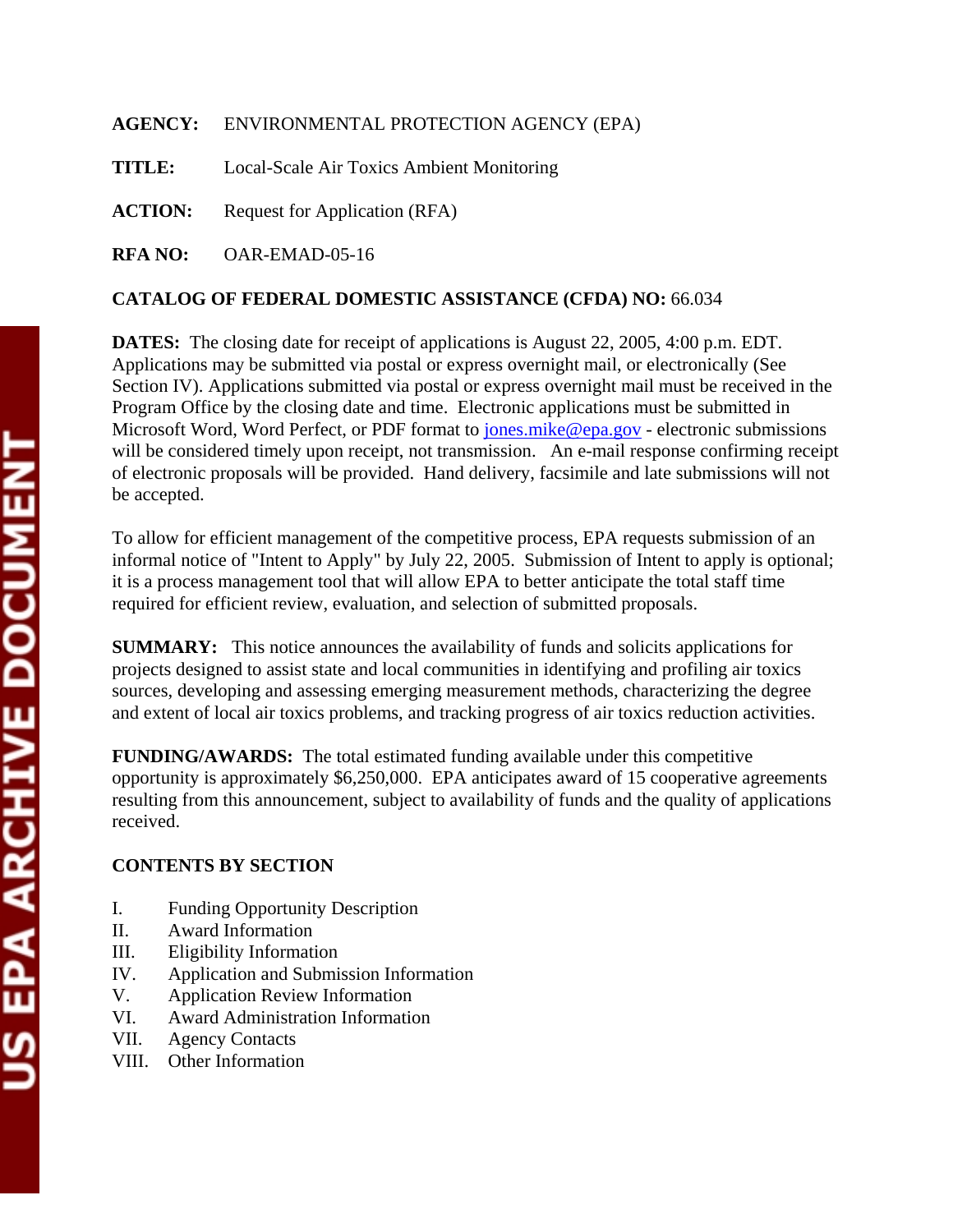**AGENCY:** ENVIRONMENTAL PROTECTION AGENCY (EPA)

**TITLE:** Local-Scale Air Toxics Ambient Monitoring

**ACTION:** Request for Application (RFA)

**RFA NO:** OAR-EMAD-05-16

**CATALOG OF FEDERAL DOMESTIC ASSISTANCE (CFDA) NO:** 66.034

**DATES:** The closing date for receipt of applications is August 22, 2005, 4:00 p.m. EDT. Applications may be submitted via postal or express overnight mail, or electronically (See Section IV). Applications submitted via postal or express overnight mail must be received in the Program Office by the closing date and time. Electronic applications must be submitted in Microsoft Word, Word Perfect, or PDF format to jones.mike@epa.gov - electronic submissions will be considered timely upon receipt, not transmission. An e-mail response confirming receipt of electronic proposals will be provided. Hand delivery, facsimile and late submissions will not be accepted.

To allow for efficient management of the competitive process, EPA requests submission of an informal notice of "Intent to Apply" by July 22, 2005. Submission of Intent to apply is optional; it is a process management tool that will allow EPA to better anticipate the total staff time required for efficient review, evaluation, and selection of submitted proposals.

**SUMMARY:** This notice announces the availability of funds and solicits applications for projects designed to assist state and local communities in identifying and profiling air toxics sources, developing and assessing emerging measurement methods, characterizing the degree and extent of local air toxics problems, and tracking progress of air toxics reduction activities.

**FUNDING/AWARDS:** The total estimated funding available under this competitive opportunity is approximately $6,250,000. EPA anticipates award of 15 cooperative agreements resulting from this announcement, subject to availability of funds and the quality of applications received.

**CONTENTS BY SECTION**

I. Funding Opportunity Description
II. Award Information
III. Eligibility Information
IV. Application and Submission Information
V. Application Review Information
VI. Award Administration Information
VII. Agency Contacts
VIII. Other Information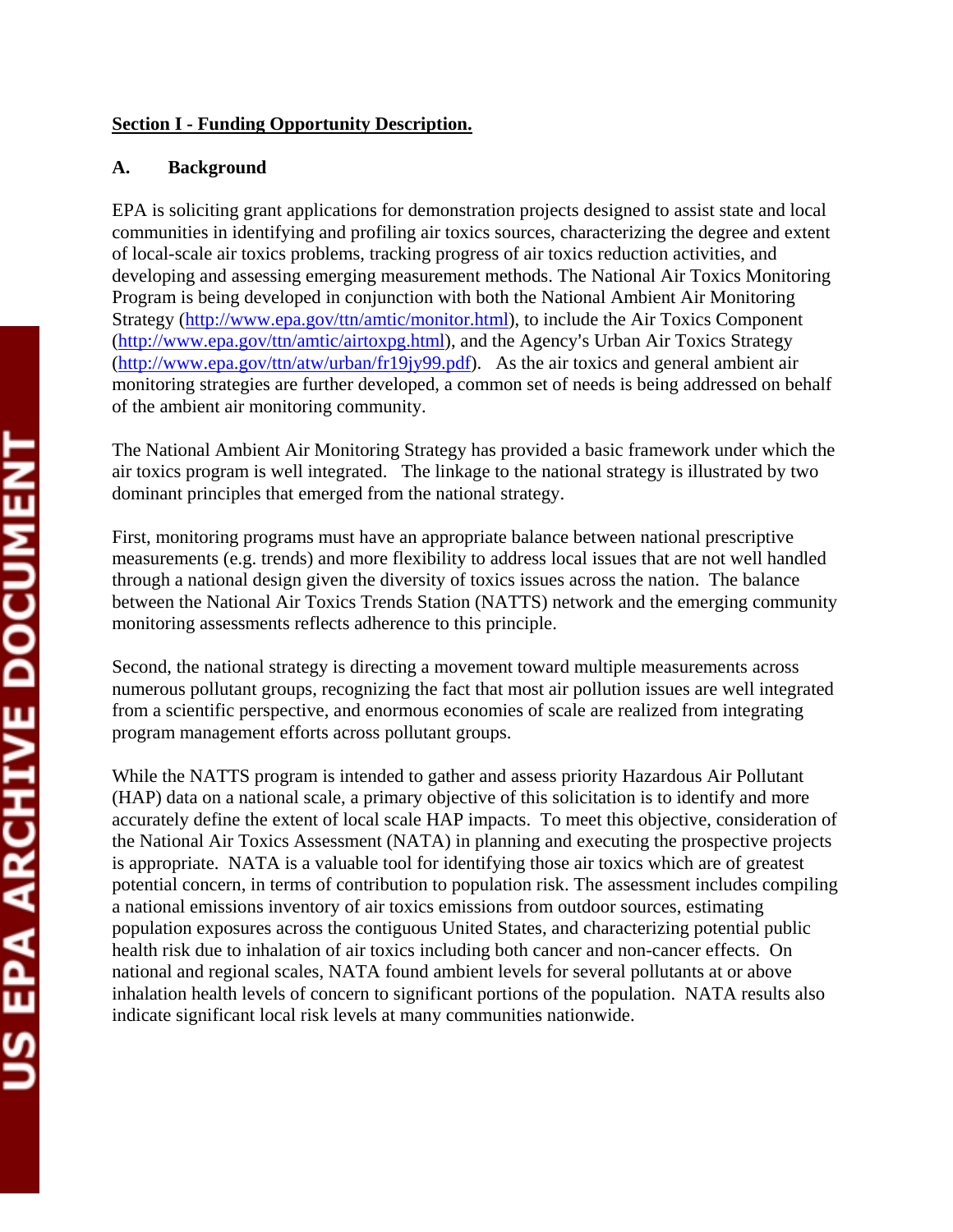**Section I - Funding Opportunity Description.**

**A. Background**

EPA is soliciting grant applications for demonstration projects designed to assist state and local communities in identifying and profiling air toxics sources, characterizing the degree and extent of local-scale air toxics problems, tracking progress of air toxics reduction activities, and developing and assessing emerging measurement methods. The National Air Toxics Monitoring Program is being developed in conjunction with both the National Ambient Air Monitoring Strategy (http://www.epa.gov/ttn/amtic/monitor.html), to include the Air Toxics Component (http://www.epa.gov/ttn/amtic/airtoxpg.html), and the Agency's Urban Air Toxics Strategy (http://www.epa.gov/ttn/atw/urban/fr19jy99.pdf). As the air toxics and general ambient air monitoring strategies are further developed, a common set of needs is being addressed on behalf of the ambient air monitoring community.

The National Ambient Air Monitoring Strategy has provided a basic framework under which the air toxics program is well integrated. The linkage to the national strategy is illustrated by two dominant principles that emerged from the national strategy.

First, monitoring programs must have an appropriate balance between national prescriptive measurements (e.g. trends) and more flexibility to address local issues that are not well handled through a national design given the diversity of toxics issues across the nation. The balance between the National Air Toxics Trends Station (NATTS) network and the emerging community monitoring assessments reflects adherence to this principle.

Second, the national strategy is directing a movement toward multiple measurements across numerous pollutant groups, recognizing the fact that most air pollution issues are well integrated from a scientific perspective, and enormous economies of scale are realized from integrating program management efforts across pollutant groups.

While the NATTS program is intended to gather and assess priority Hazardous Air Pollutant (HAP) data on a national scale, a primary objective of this solicitation is to identify and more accurately define the extent of local scale HAP impacts. To meet this objective, consideration of the National Air Toxics Assessment (NATA) in planning and executing the prospective projects is appropriate. NATA is a valuable tool for identifying those air toxics which are of greatest potential concern, in terms of contribution to population risk. The assessment includes compiling a national emissions inventory of air toxics emissions from outdoor sources, estimating population exposures across the contiguous United States, and characterizing potential public health risk due to inhalation of air toxics including both cancer and non-cancer effects. On national and regional scales, NATA found ambient levels for several pollutants at or above inhalation health levels of concern to significant portions of the population. NATA results also indicate significant local risk levels at many communities nationwide.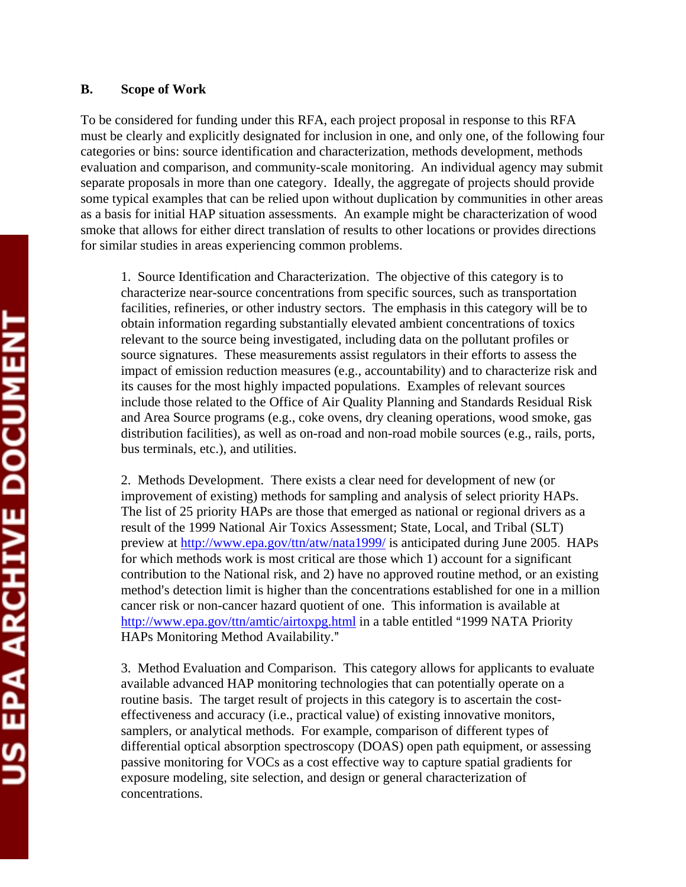### B. Scope of Work

To be considered for funding under this RFA, each project proposal in response to this RFA must be clearly and explicitly designated for inclusion in one, and only one, of the following four categories or bins: source identification and characterization, methods development, methods evaluation and comparison, and community-scale monitoring. An individual agency may submit separate proposals in more than one category. Ideally, the aggregate of projects should provide some typical examples that can be relied upon without duplication by communities in other areas as a basis for initial HAP situation assessments. An example might be characterization of wood smoke that allows for either direct translation of results to other locations or provides directions for similar studies in areas experiencing common problems.

1. Source Identification and Characterization. The objective of this category is to characterize near-source concentrations from specific sources, such as transportation facilities, refineries, or other industry sectors. The emphasis in this category will be to obtain information regarding substantially elevated ambient concentrations of toxics relevant to the source being investigated, including data on the pollutant profiles or source signatures. These measurements assist regulators in their efforts to assess the impact of emission reduction measures (e.g., accountability) and to characterize risk and its causes for the most highly impacted populations. Examples of relevant sources include those related to the Office of Air Quality Planning and Standards Residual Risk and Area Source programs (e.g., coke ovens, dry cleaning operations, wood smoke, gas distribution facilities), as well as on-road and non-road mobile sources (e.g., rails, ports, bus terminals, etc.), and utilities.

2. Methods Development. There exists a clear need for development of new (or improvement of existing) methods for sampling and analysis of select priority HAPs. The list of 25 priority HAPs are those that emerged as national or regional drivers as a result of the 1999 National Air Toxics Assessment; State, Local, and Tribal (SLT) preview at http://www.epa.gov/ttn/atw/nata1999/ is anticipated during June 2005. HAPs for which methods work is most critical are those which 1) account for a significant contribution to the National risk, and 2) have no approved routine method, or an existing method's detection limit is higher than the concentrations established for one in a million cancer risk or non-cancer hazard quotient of one. This information is available at http://www.epa.gov/ttn/amtic/airtoxpg.html in a table entitled "1999 NATA Priority HAPs Monitoring Method Availability."

3. Method Evaluation and Comparison. This category allows for applicants to evaluate available advanced HAP monitoring technologies that can potentially operate on a routine basis. The target result of projects in this category is to ascertain the cost-effectiveness and accuracy (i.e., practical value) of existing innovative monitors, samplers, or analytical methods. For example, comparison of different types of differential optical absorption spectroscopy (DOAS) open path equipment, or assessing passive monitoring for VOCs as a cost effective way to capture spatial gradients for exposure modeling, site selection, and design or general characterization of concentrations.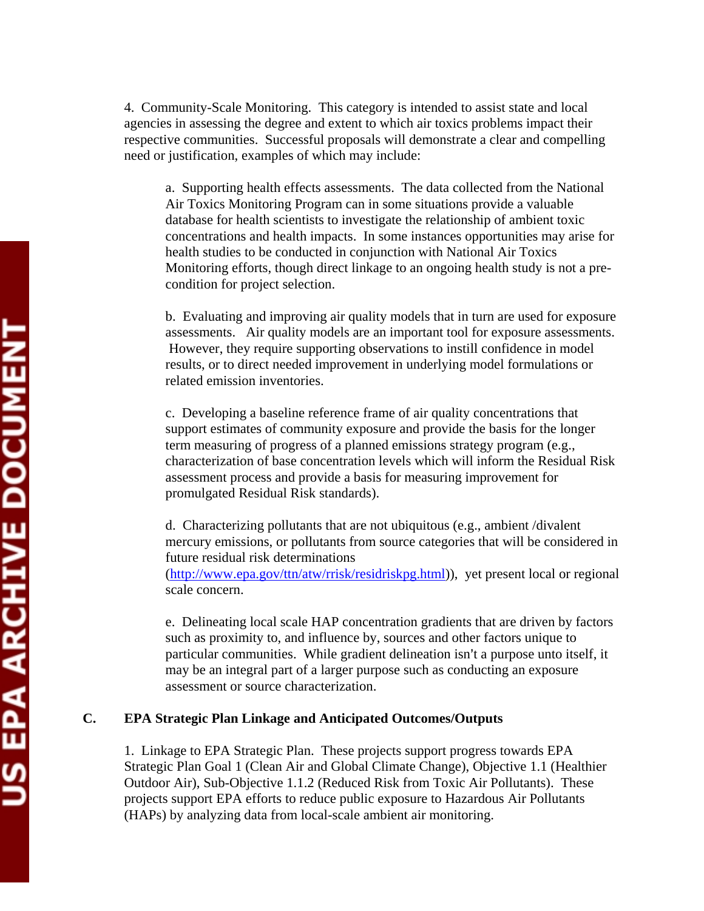4. Community-Scale Monitoring. This category is intended to assist state and local agencies in assessing the degree and extent to which air toxics problems impact their respective communities. Successful proposals will demonstrate a clear and compelling need or justification, examples of which may include:

a. Supporting health effects assessments. The data collected from the National Air Toxics Monitoring Program can in some situations provide a valuable database for health scientists to investigate the relationship of ambient toxic concentrations and health impacts. In some instances opportunities may arise for health studies to be conducted in conjunction with National Air Toxics Monitoring efforts, though direct linkage to an ongoing health study is not a pre-condition for project selection.

b. Evaluating and improving air quality models that in turn are used for exposure assessments. Air quality models are an important tool for exposure assessments. However, they require supporting observations to instill confidence in model results, or to direct needed improvement in underlying model formulations or related emission inventories.

c. Developing a baseline reference frame of air quality concentrations that support estimates of community exposure and provide the basis for the longer term measuring of progress of a planned emissions strategy program (e.g., characterization of base concentration levels which will inform the Residual Risk assessment process and provide a basis for measuring improvement for promulgated Residual Risk standards).

d. Characterizing pollutants that are not ubiquitous (e.g., ambient /divalent mercury emissions, or pollutants from source categories that will be considered in future residual risk determinations (http://www.epa.gov/ttn/atw/rrisk/residriskpg.html)), yet present local or regional scale concern.

e. Delineating local scale HAP concentration gradients that are driven by factors such as proximity to, and influence by, sources and other factors unique to particular communities. While gradient delineation isn't a purpose unto itself, it may be an integral part of a larger purpose such as conducting an exposure assessment or source characterization.

## C. EPA Strategic Plan Linkage and Anticipated Outcomes/Outputs

1. Linkage to EPA Strategic Plan. These projects support progress towards EPA Strategic Plan Goal 1 (Clean Air and Global Climate Change), Objective 1.1 (Healthier Outdoor Air), Sub-Objective 1.1.2 (Reduced Risk from Toxic Air Pollutants). These projects support EPA efforts to reduce public exposure to Hazardous Air Pollutants (HAPs) by analyzing data from local-scale ambient air monitoring.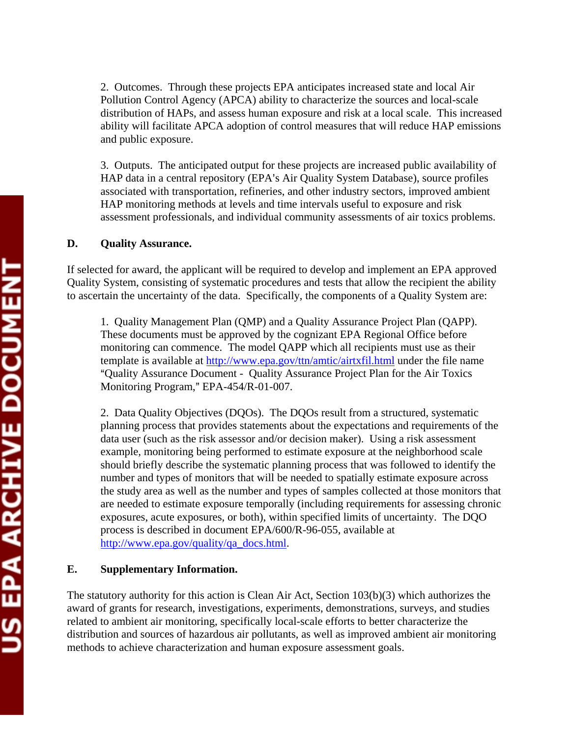2. Outcomes. Through these projects EPA anticipates increased state and local Air Pollution Control Agency (APCA) ability to characterize the sources and local-scale distribution of HAPs, and assess human exposure and risk at a local scale. This increased ability will facilitate APCA adoption of control measures that will reduce HAP emissions and public exposure.

3. Outputs. The anticipated output for these projects are increased public availability of HAP data in a central repository (EPA's Air Quality System Database), source profiles associated with transportation, refineries, and other industry sectors, improved ambient HAP monitoring methods at levels and time intervals useful to exposure and risk assessment professionals, and individual community assessments of air toxics problems.

## D. Quality Assurance.

If selected for award, the applicant will be required to develop and implement an EPA approved Quality System, consisting of systematic procedures and tests that allow the recipient the ability to ascertain the uncertainty of the data. Specifically, the components of a Quality System are:

1. Quality Management Plan (QMP) and a Quality Assurance Project Plan (QAPP). These documents must be approved by the cognizant EPA Regional Office before monitoring can commence. The model QAPP which all recipients must use as their template is available at http://www.epa.gov/ttn/amtic/airtxfil.html under the file name "Quality Assurance Document - Quality Assurance Project Plan for the Air Toxics Monitoring Program," EPA-454/R-01-007.

2. Data Quality Objectives (DQOs). The DQOs result from a structured, systematic planning process that provides statements about the expectations and requirements of the data user (such as the risk assessor and/or decision maker). Using a risk assessment example, monitoring being performed to estimate exposure at the neighborhood scale should briefly describe the systematic planning process that was followed to identify the number and types of monitors that will be needed to spatially estimate exposure across the study area as well as the number and types of samples collected at those monitors that are needed to estimate exposure temporally (including requirements for assessing chronic exposures, acute exposures, or both), within specified limits of uncertainty. The DQO process is described in document EPA/600/R-96-055, available at http://www.epa.gov/quality/qa_docs.html.

## E. Supplementary Information.

The statutory authority for this action is Clean Air Act, Section 103(b)(3) which authorizes the award of grants for research, investigations, experiments, demonstrations, surveys, and studies related to ambient air monitoring, specifically local-scale efforts to better characterize the distribution and sources of hazardous air pollutants, as well as improved ambient air monitoring methods to achieve characterization and human exposure assessment goals.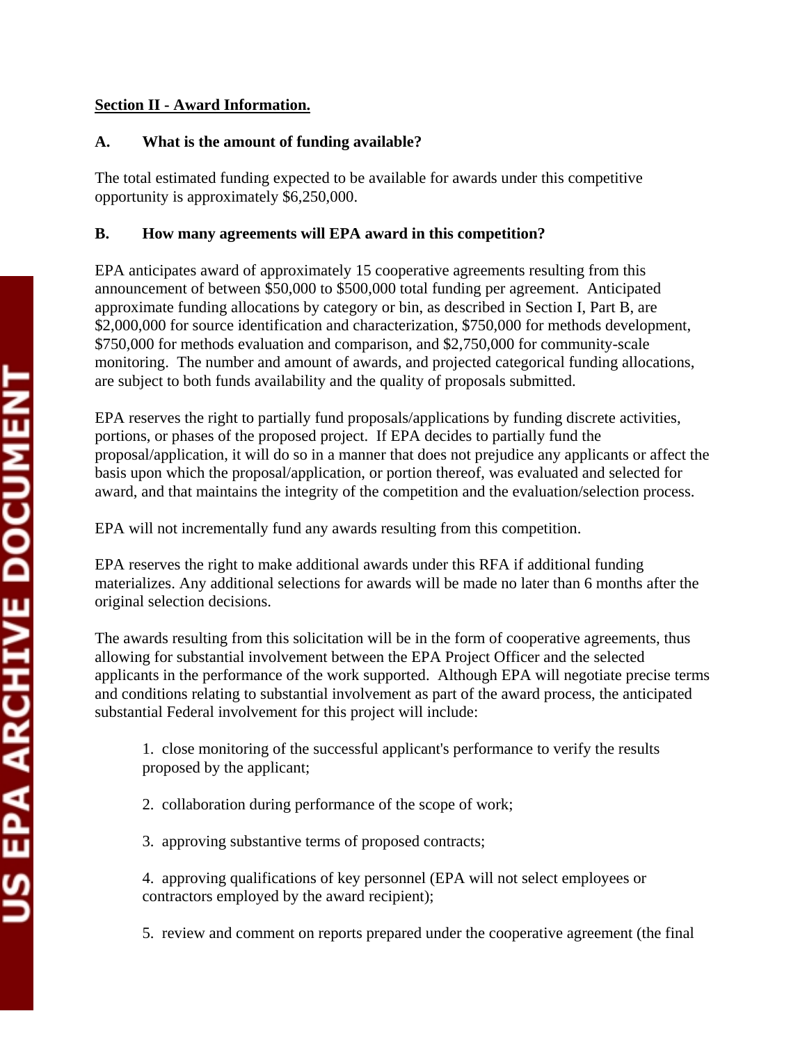**Section II - Award Information.**

**A. What is the amount of funding available?**

The total estimated funding expected to be available for awards under this competitive opportunity is approximately $6,250,000.

**B. How many agreements will EPA award in this competition?**

EPA anticipates award of approximately 15 cooperative agreements resulting from this announcement of between $50,000 to $500,000 total funding per agreement. Anticipated approximate funding allocations by category or bin, as described in Section I, Part B, are $2,000,000 for source identification and characterization, $750,000 for methods development, $750,000 for methods evaluation and comparison, and $2,750,000 for community-scale monitoring. The number and amount of awards, and projected categorical funding allocations, are subject to both funds availability and the quality of proposals submitted.

EPA reserves the right to partially fund proposals/applications by funding discrete activities, portions, or phases of the proposed project. If EPA decides to partially fund the proposal/application, it will do so in a manner that does not prejudice any applicants or affect the basis upon which the proposal/application, or portion thereof, was evaluated and selected for award, and that maintains the integrity of the competition and the evaluation/selection process.

EPA will not incrementally fund any awards resulting from this competition.

EPA reserves the right to make additional awards under this RFA if additional funding materializes. Any additional selections for awards will be made no later than 6 months after the original selection decisions.

The awards resulting from this solicitation will be in the form of cooperative agreements, thus allowing for substantial involvement between the EPA Project Officer and the selected applicants in the performance of the work supported. Although EPA will negotiate precise terms and conditions relating to substantial involvement as part of the award process, the anticipated substantial Federal involvement for this project will include:

1. close monitoring of the successful applicant's performance to verify the results proposed by the applicant;

2. collaboration during performance of the scope of work;

3. approving substantive terms of proposed contracts;

4. approving qualifications of key personnel (EPA will not select employees or contractors employed by the award recipient);

5. review and comment on reports prepared under the cooperative agreement (the final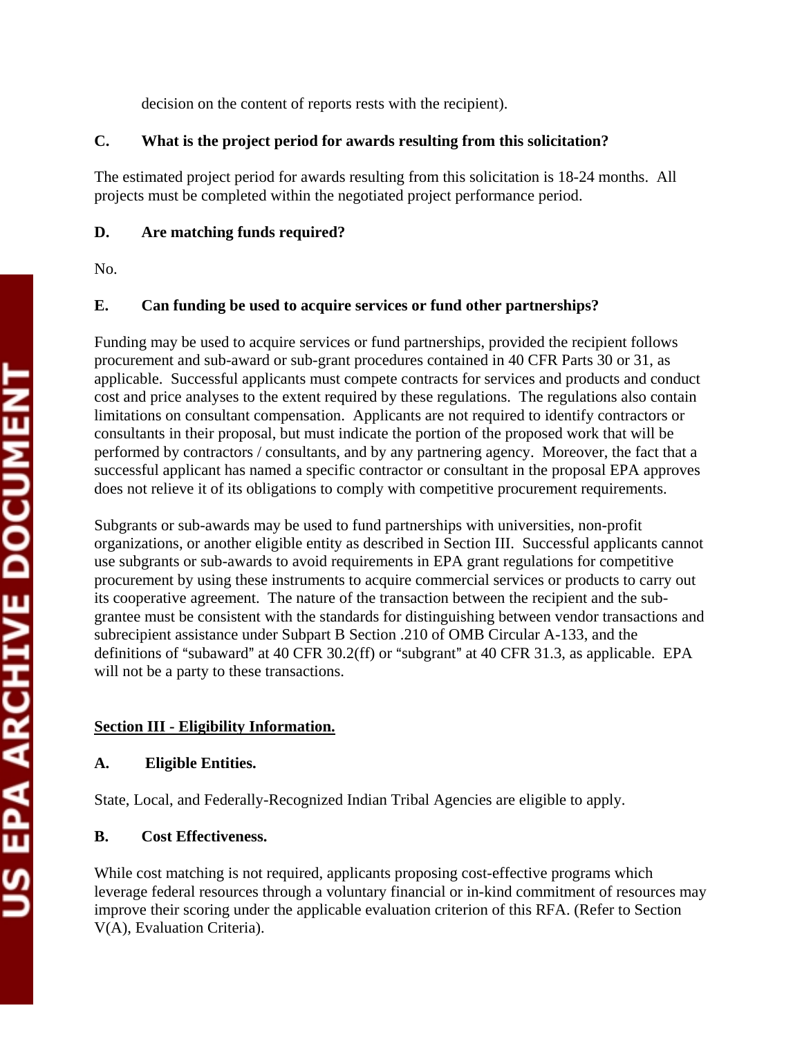decision on the content of reports rests with the recipient).

**C. What is the project period for awards resulting from this solicitation?**

The estimated project period for awards resulting from this solicitation is 18-24 months. All projects must be completed within the negotiated project performance period.

**D. Are matching funds required?**

No.

**E. Can funding be used to acquire services or fund other partnerships?**

Funding may be used to acquire services or fund partnerships, provided the recipient follows procurement and sub-award or sub-grant procedures contained in 40 CFR Parts 30 or 31, as applicable. Successful applicants must compete contracts for services and products and conduct cost and price analyses to the extent required by these regulations. The regulations also contain limitations on consultant compensation. Applicants are not required to identify contractors or consultants in their proposal, but must indicate the portion of the proposed work that will be performed by contractors / consultants, and by any partnering agency. Moreover, the fact that a successful applicant has named a specific contractor or consultant in the proposal EPA approves does not relieve it of its obligations to comply with competitive procurement requirements.

Subgrants or sub-awards may be used to fund partnerships with universities, non-profit organizations, or another eligible entity as described in Section III. Successful applicants cannot use subgrants or sub-awards to avoid requirements in EPA grant regulations for competitive procurement by using these instruments to acquire commercial services or products to carry out its cooperative agreement. The nature of the transaction between the recipient and the sub-grantee must be consistent with the standards for distinguishing between vendor transactions and subrecipient assistance under Subpart B Section .210 of OMB Circular A-133, and the definitions of "subaward" at 40 CFR 30.2(ff) or "subgrant" at 40 CFR 31.3, as applicable. EPA will not be a party to these transactions.

## Section III - Eligibility Information.

**A. Eligible Entities.**

State, Local, and Federally-Recognized Indian Tribal Agencies are eligible to apply.

**B. Cost Effectiveness.**

While cost matching is not required, applicants proposing cost-effective programs which leverage federal resources through a voluntary financial or in-kind commitment of resources may improve their scoring under the applicable evaluation criterion of this RFA. (Refer to Section V(A), Evaluation Criteria).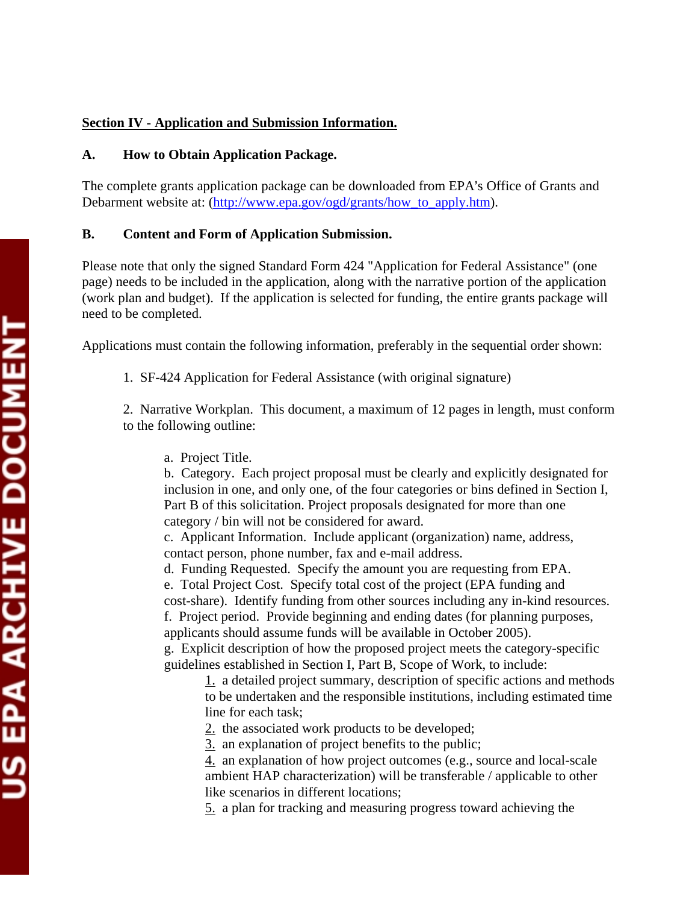**Section IV - Application and Submission Information.**

**A. How to Obtain Application Package.**

The complete grants application package can be downloaded from EPA's Office of Grants and Debarment website at: (http://www.epa.gov/ogd/grants/how_to_apply.htm).

**B. Content and Form of Application Submission.**

Please note that only the signed Standard Form 424 "Application for Federal Assistance" (one page) needs to be included in the application, along with the narrative portion of the application (work plan and budget). If the application is selected for funding, the entire grants package will need to be completed.

Applications must contain the following information, preferably in the sequential order shown:

1. SF-424 Application for Federal Assistance (with original signature)

2. Narrative Workplan. This document, a maximum of 12 pages in length, must conform to the following outline:

   a. Project Title.
   b. Category. Each project proposal must be clearly and explicitly designated for inclusion in one, and only one, of the four categories or bins defined in Section I, Part B of this solicitation. Project proposals designated for more than one category / bin will not be considered for award.
   c. Applicant Information. Include applicant (organization) name, address, contact person, phone number, fax and e-mail address.
   d. Funding Requested. Specify the amount you are requesting from EPA.
   e. Total Project Cost. Specify total cost of the project (EPA funding and cost-share). Identify funding from other sources including any in-kind resources.
   f. Project period. Provide beginning and ending dates (for planning purposes, applicants should assume funds will be available in October 2005).
   g. Explicit description of how the proposed project meets the category-specific guidelines established in Section I, Part B, Scope of Work, to include:

      1. a detailed project summary, description of specific actions and methods to be undertaken and the responsible institutions, including estimated time line for each task;
      2. the associated work products to be developed;
      3. an explanation of project benefits to the public;
      4. an explanation of how project outcomes (e.g., source and local-scale ambient HAP characterization) will be transferable / applicable to other like scenarios in different locations;
      5. a plan for tracking and measuring progress toward achieving the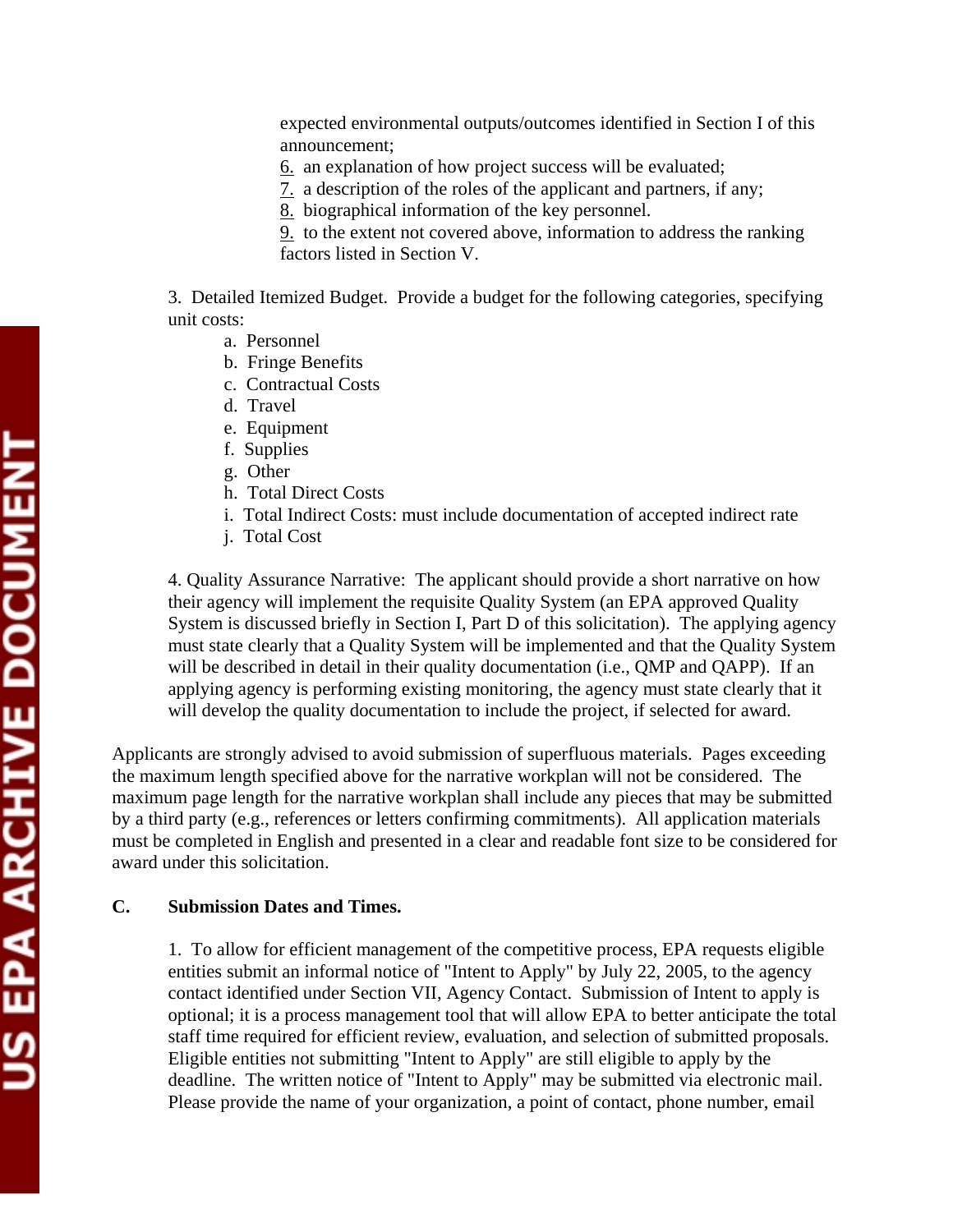expected environmental outputs/outcomes identified in Section I of this announcement;

6. an explanation of how project success will be evaluated;
7. a description of the roles of the applicant and partners, if any;
8. biographical information of the key personnel.
9. to the extent not covered above, information to address the ranking factors listed in Section V.

3. Detailed Itemized Budget. Provide a budget for the following categories, specifying unit costs:

a. Personnel
b. Fringe Benefits
c. Contractual Costs
d. Travel
e. Equipment
f. Supplies
g. Other
h. Total Direct Costs
i. Total Indirect Costs: must include documentation of accepted indirect rate
j. Total Cost

4. Quality Assurance Narrative: The applicant should provide a short narrative on how their agency will implement the requisite Quality System (an EPA approved Quality System is discussed briefly in Section I, Part D of this solicitation). The applying agency must state clearly that a Quality System will be implemented and that the Quality System will be described in detail in their quality documentation (i.e., QMP and QAPP). If an applying agency is performing existing monitoring, the agency must state clearly that it will develop the quality documentation to include the project, if selected for award.

Applicants are strongly advised to avoid submission of superfluous materials. Pages exceeding the maximum length specified above for the narrative workplan will not be considered. The maximum page length for the narrative workplan shall include any pieces that may be submitted by a third party (e.g., references or letters confirming commitments). All application materials must be completed in English and presented in a clear and readable font size to be considered for award under this solicitation.

**C. Submission Dates and Times.**

1. To allow for efficient management of the competitive process, EPA requests eligible entities submit an informal notice of "Intent to Apply" by July 22, 2005, to the agency contact identified under Section VII, Agency Contact. Submission of Intent to apply is optional; it is a process management tool that will allow EPA to better anticipate the total staff time required for efficient review, evaluation, and selection of submitted proposals. Eligible entities not submitting "Intent to Apply" are still eligible to apply by the deadline. The written notice of "Intent to Apply" may be submitted via electronic mail. Please provide the name of your organization, a point of contact, phone number, email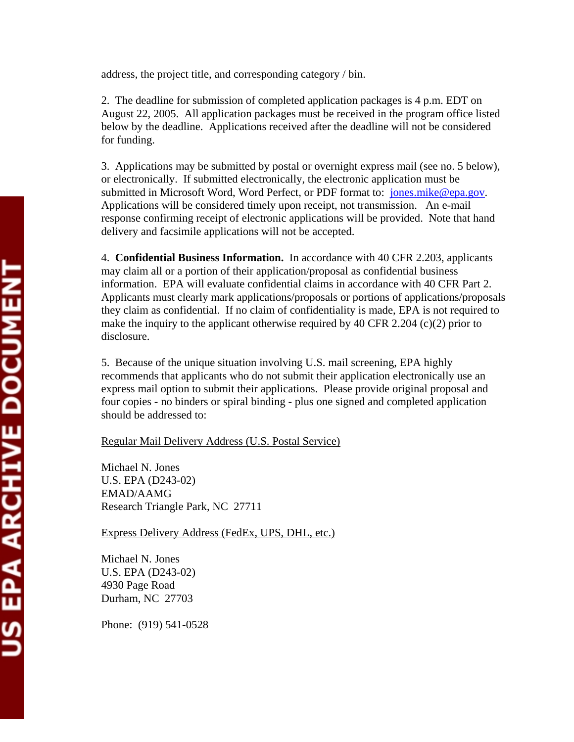address, the project title, and corresponding category / bin.

2. The deadline for submission of completed application packages is 4 p.m. EDT on August 22, 2005. All application packages must be received in the program office listed below by the deadline. Applications received after the deadline will not be considered for funding.

3. Applications may be submitted by postal or overnight express mail (see no. 5 below), or electronically. If submitted electronically, the electronic application must be submitted in Microsoft Word, Word Perfect, or PDF format to: jones.mike@epa.gov. Applications will be considered timely upon receipt, not transmission. An e-mail response confirming receipt of electronic applications will be provided. Note that hand delivery and facsimile applications will not be accepted.

4. **Confidential Business Information.** In accordance with 40 CFR 2.203, applicants may claim all or a portion of their application/proposal as confidential business information. EPA will evaluate confidential claims in accordance with 40 CFR Part 2. Applicants must clearly mark applications/proposals or portions of applications/proposals they claim as confidential. If no claim of confidentiality is made, EPA is not required to make the inquiry to the applicant otherwise required by 40 CFR 2.204 (c)(2) prior to disclosure.

5. Because of the unique situation involving U.S. mail screening, EPA highly recommends that applicants who do not submit their application electronically use an express mail option to submit their applications. Please provide original proposal and four copies - no binders or spiral binding - plus one signed and completed application should be addressed to:

Regular Mail Delivery Address (U.S. Postal Service)

Michael N. Jones
U.S. EPA (D243-02)
EMAD/AAMG
Research Triangle Park, NC 27711

Express Delivery Address (FedEx, UPS, DHL, etc.)

Michael N. Jones
U.S. EPA (D243-02)
4930 Page Road
Durham, NC 27703

Phone: (919) 541-0528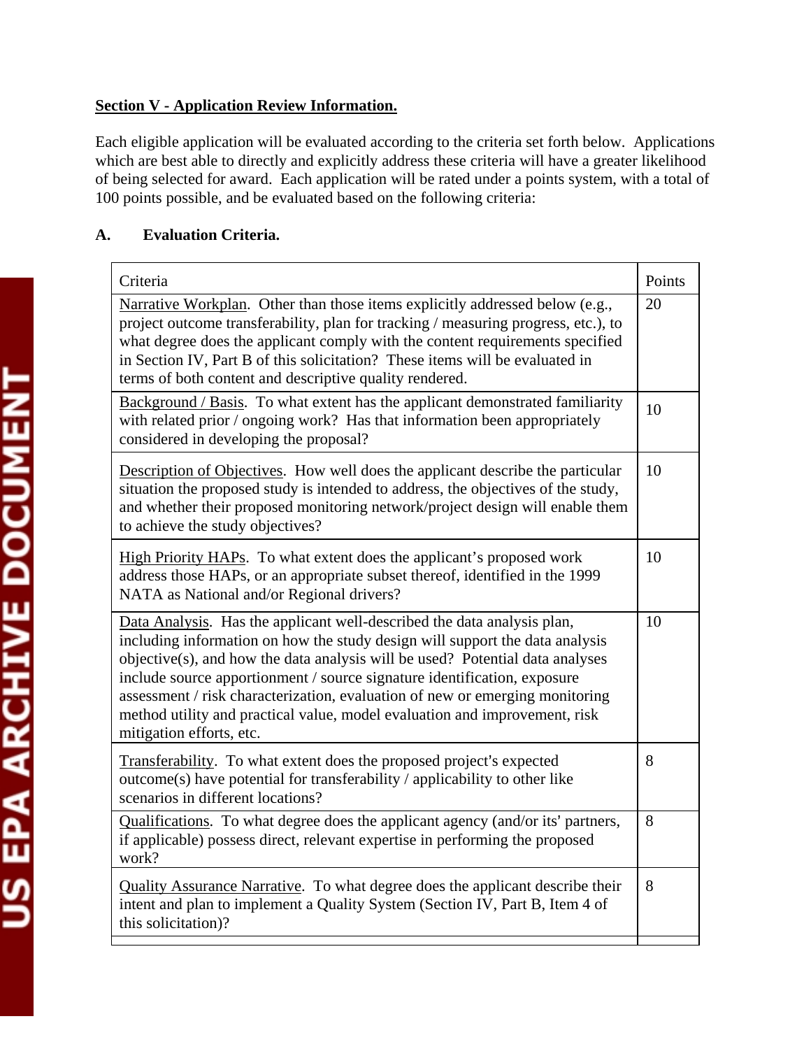**Section V - Application Review Information.**

Each eligible application will be evaluated according to the criteria set forth below. Applications which are best able to directly and explicitly address these criteria will have a greater likelihood of being selected for award. Each application will be rated under a points system, with a total of 100 points possible, and be evaluated based on the following criteria:

**A. Evaluation Criteria.**

| Criteria | Points |
|---|---|
| Narrative Workplan. Other than those items explicitly addressed below (e.g., project outcome transferability, plan for tracking / measuring progress, etc.), to what degree does the applicant comply with the content requirements specified in Section IV, Part B of this solicitation? These items will be evaluated in terms of both content and descriptive quality rendered. | 20 |
| Background / Basis. To what extent has the applicant demonstrated familiarity with related prior / ongoing work? Has that information been appropriately considered in developing the proposal? | 10 |
| Description of Objectives. How well does the applicant describe the particular situation the proposed study is intended to address, the objectives of the study, and whether their proposed monitoring network/project design will enable them to achieve the study objectives? | 10 |
| High Priority HAPs. To what extent does the applicant's proposed work address those HAPs, or an appropriate subset thereof, identified in the 1999 NATA as National and/or Regional drivers? | 10 |
| Data Analysis. Has the applicant well-described the data analysis plan, including information on how the study design will support the data analysis objective(s), and how the data analysis will be used? Potential data analyses include source apportionment / source signature identification, exposure assessment / risk characterization, evaluation of new or emerging monitoring method utility and practical value, model evaluation and improvement, risk mitigation efforts, etc. | 10 |
| Transferability. To what extent does the proposed project's expected outcome(s) have potential for transferability / applicability to other like scenarios in different locations? | 8 |
| Qualifications. To what degree does the applicant agency (and/or its' partners, if applicable) possess direct, relevant expertise in performing the proposed work? | 8 |
| Quality Assurance Narrative. To what degree does the applicant describe their intent and plan to implement a Quality System (Section IV, Part B, Item 4 of this solicitation)? | 8 |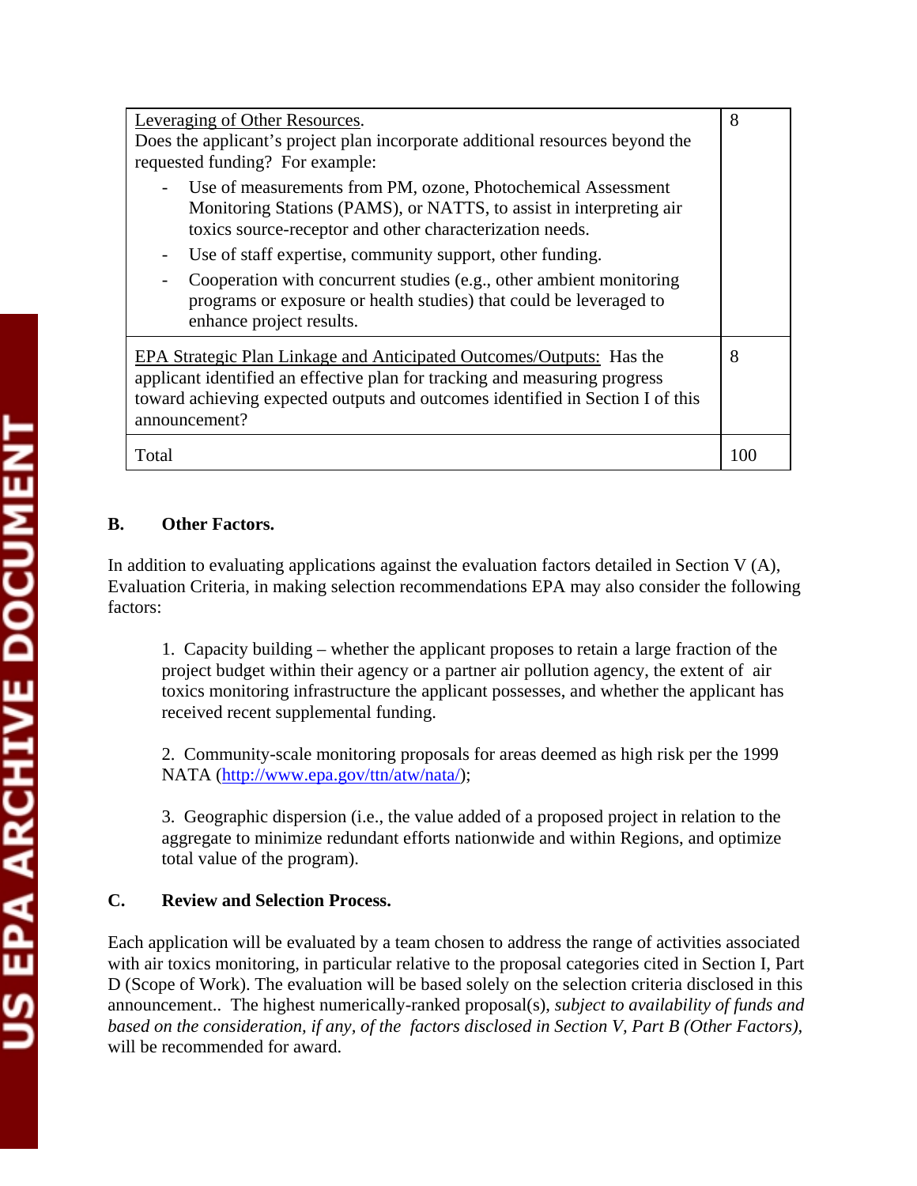| | |
|---|---|
| Leveraging of Other Resources. Does the applicant's project plan incorporate additional resources beyond the requested funding? For example: <br> - Use of measurements from PM, ozone, Photochemical Assessment Monitoring Stations (PAMS), or NATTS, to assist in interpreting air toxics source-receptor and other characterization needs. <br> - Use of staff expertise, community support, other funding. <br> - Cooperation with concurrent studies (e.g., other ambient monitoring programs or exposure or health studies) that could be leveraged to enhance project results. | 8 |
| EPA Strategic Plan Linkage and Anticipated Outcomes/Outputs: Has the applicant identified an effective plan for tracking and measuring progress toward achieving expected outputs and outcomes identified in Section I of this announcement? | 8 |
| Total | 100 |

**B. Other Factors.**

In addition to evaluating applications against the evaluation factors detailed in Section V (A), Evaluation Criteria, in making selection recommendations EPA may also consider the following factors:

1. Capacity building – whether the applicant proposes to retain a large fraction of the project budget within their agency or a partner air pollution agency, the extent of air toxics monitoring infrastructure the applicant possesses, and whether the applicant has received recent supplemental funding.

2. Community-scale monitoring proposals for areas deemed as high risk per the 1999 NATA (http://www.epa.gov/ttn/atw/nata/);

3. Geographic dispersion (i.e., the value added of a proposed project in relation to the aggregate to minimize redundant efforts nationwide and within Regions, and optimize total value of the program).

**C. Review and Selection Process.**

Each application will be evaluated by a team chosen to address the range of activities associated with air toxics monitoring, in particular relative to the proposal categories cited in Section I, Part D (Scope of Work). The evaluation will be based solely on the selection criteria disclosed in this announcement.. The highest numerically-ranked proposal(s), *subject to availability of funds and based on the consideration, if any, of the factors disclosed in Section V, Part B (Other Factors),* will be recommended for award.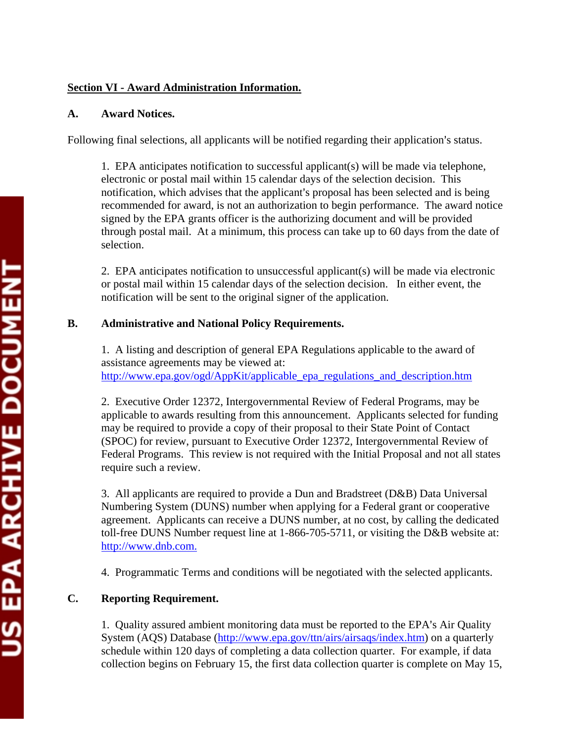## Section VI - Award Administration Information.

### A. Award Notices.

Following final selections, all applicants will be notified regarding their application's status.

1. EPA anticipates notification to successful applicant(s) will be made via telephone, electronic or postal mail within 15 calendar days of the selection decision. This notification, which advises that the applicant's proposal has been selected and is being recommended for award, is not an authorization to begin performance. The award notice signed by the EPA grants officer is the authorizing document and will be provided through postal mail. At a minimum, this process can take up to 60 days from the date of selection.

2. EPA anticipates notification to unsuccessful applicant(s) will be made via electronic or postal mail within 15 calendar days of the selection decision. In either event, the notification will be sent to the original signer of the application.

### B. Administrative and National Policy Requirements.

1. A listing and description of general EPA Regulations applicable to the award of assistance agreements may be viewed at: http://www.epa.gov/ogd/AppKit/applicable_epa_regulations_and_description.htm

2. Executive Order 12372, Intergovernmental Review of Federal Programs, may be applicable to awards resulting from this announcement. Applicants selected for funding may be required to provide a copy of their proposal to their State Point of Contact (SPOC) for review, pursuant to Executive Order 12372, Intergovernmental Review of Federal Programs. This review is not required with the Initial Proposal and not all states require such a review.

3. All applicants are required to provide a Dun and Bradstreet (D&B) Data Universal Numbering System (DUNS) number when applying for a Federal grant or cooperative agreement. Applicants can receive a DUNS number, at no cost, by calling the dedicated toll-free DUNS Number request line at 1-866-705-5711, or visiting the D&B website at: http://www.dnb.com.

4. Programmatic Terms and conditions will be negotiated with the selected applicants.

### C. Reporting Requirement.

1. Quality assured ambient monitoring data must be reported to the EPA's Air Quality System (AQS) Database (http://www.epa.gov/ttn/airs/airsaqs/index.htm) on a quarterly schedule within 120 days of completing a data collection quarter. For example, if data collection begins on February 15, the first data collection quarter is complete on May 15,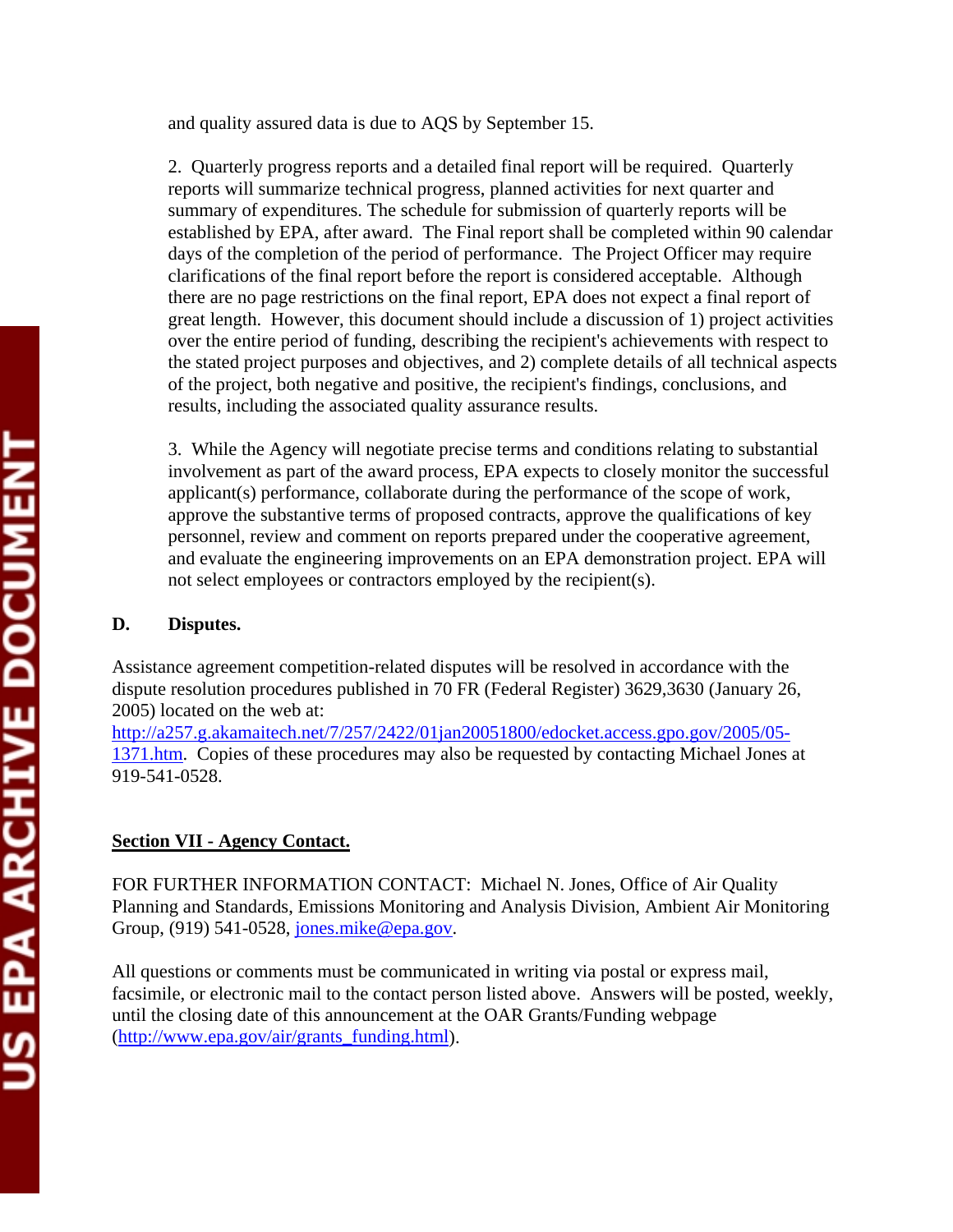and quality assured data is due to AQS by September 15.

2. Quarterly progress reports and a detailed final report will be required. Quarterly reports will summarize technical progress, planned activities for next quarter and summary of expenditures. The schedule for submission of quarterly reports will be established by EPA, after award. The Final report shall be completed within 90 calendar days of the completion of the period of performance. The Project Officer may require clarifications of the final report before the report is considered acceptable. Although there are no page restrictions on the final report, EPA does not expect a final report of great length. However, this document should include a discussion of 1) project activities over the entire period of funding, describing the recipient's achievements with respect to the stated project purposes and objectives, and 2) complete details of all technical aspects of the project, both negative and positive, the recipient's findings, conclusions, and results, including the associated quality assurance results.

3. While the Agency will negotiate precise terms and conditions relating to substantial involvement as part of the award process, EPA expects to closely monitor the successful applicant(s) performance, collaborate during the performance of the scope of work, approve the substantive terms of proposed contracts, approve the qualifications of key personnel, review and comment on reports prepared under the cooperative agreement, and evaluate the engineering improvements on an EPA demonstration project. EPA will not select employees or contractors employed by the recipient(s).

**D. Disputes.**

Assistance agreement competition-related disputes will be resolved in accordance with the dispute resolution procedures published in 70 FR (Federal Register) 3629,3630 (January 26, 2005) located on the web at: http://a257.g.akamaitech.net/7/257/2422/01jan20051800/edocket.access.gpo.gov/2005/05-1371.htm. Copies of these procedures may also be requested by contacting Michael Jones at 919-541-0528.

## Section VII - Agency Contact.

FOR FURTHER INFORMATION CONTACT: Michael N. Jones, Office of Air Quality Planning and Standards, Emissions Monitoring and Analysis Division, Ambient Air Monitoring Group, (919) 541-0528, jones.mike@epa.gov.

All questions or comments must be communicated in writing via postal or express mail, facsimile, or electronic mail to the contact person listed above. Answers will be posted, weekly, until the closing date of this announcement at the OAR Grants/Funding webpage (http://www.epa.gov/air/grants_funding.html).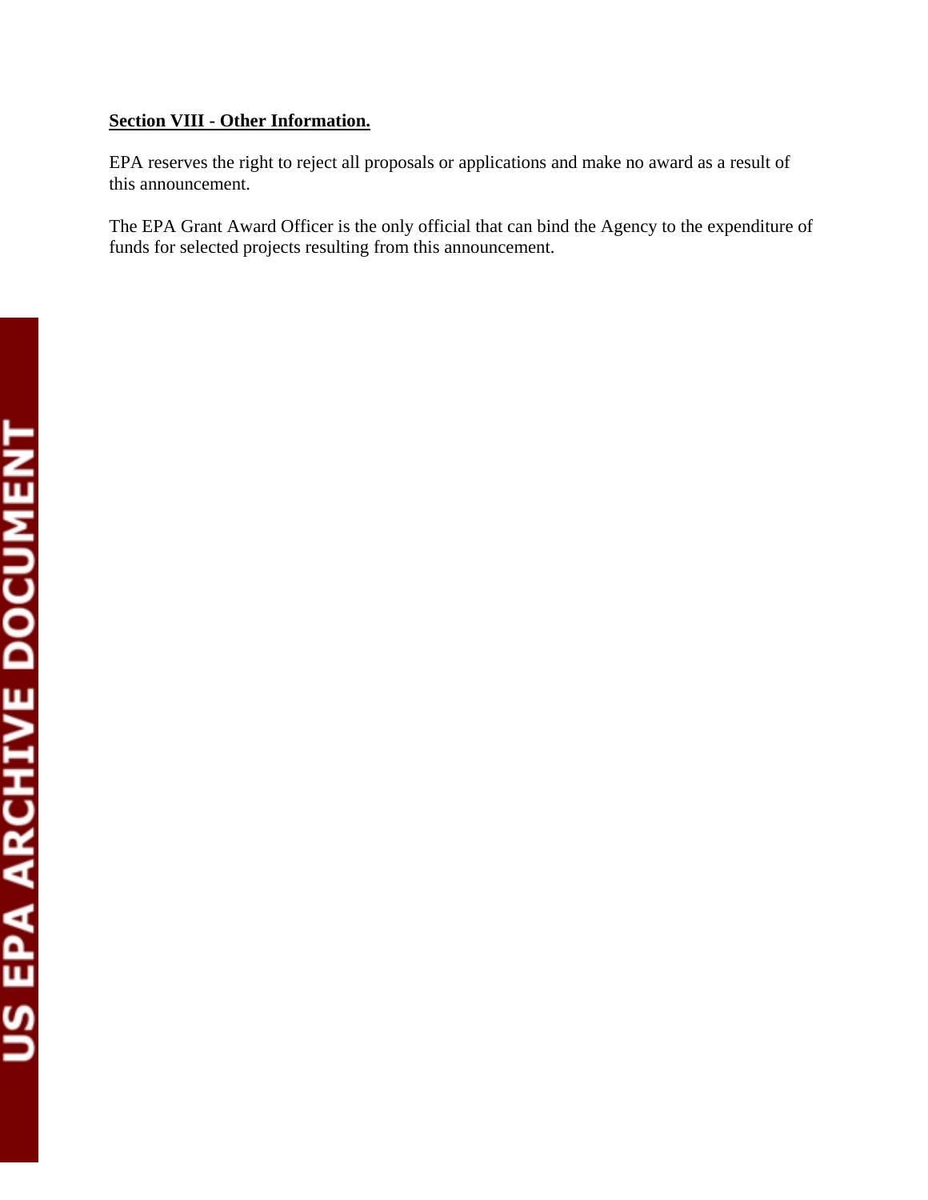**Section VIII - Other Information.**

EPA reserves the right to reject all proposals or applications and make no award as a result of this announcement.

The EPA Grant Award Officer is the only official that can bind the Agency to the expenditure of funds for selected projects resulting from this announcement.